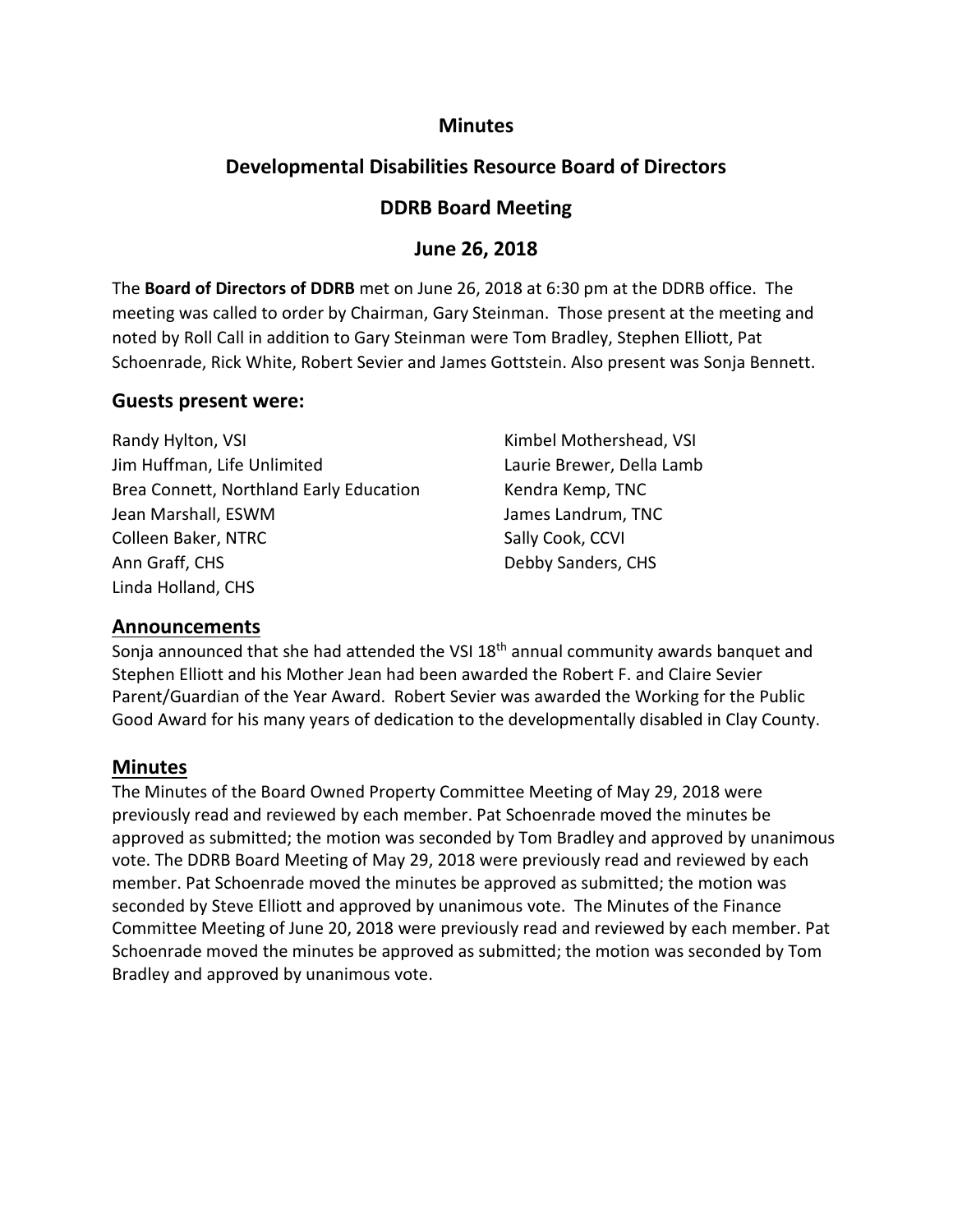# Minutes

## Developmental Disabilities Resource Board of Directors

## DDRB Board Meeting

## June 26, 2018

The **Board of Directors of DDRB** met on June 26, 2018 at 6:30 pm at the DDRB office. The meeting was called to order by Chairman, Gary Steinman. Those present at the meeting and noted by Roll Call in addition to Gary Steinman were Tom Bradley, Stephen Elliott, Pat Schoenrade, Rick White, Robert Sevier and James Gottstein. Also present was Sonja Bennett.

### Guests present were:

Randy Hylton, VSI
Jim Huffman, Life Unlimited
Brea Connett, Northland Early Education
Jean Marshall, ESWM
Colleen Baker, NTRC
Ann Graff, CHS
Linda Holland, CHS
Kimbel Mothershead, VSI
Laurie Brewer, Della Lamb
Kendra Kemp, TNC
James Landrum, TNC
Sally Cook, CCVI
Debby Sanders, CHS

### Announcements

Sonja announced that she had attended the VSI 18th annual community awards banquet and Stephen Elliott and his Mother Jean had been awarded the Robert F. and Claire Sevier Parent/Guardian of the Year Award. Robert Sevier was awarded the Working for the Public Good Award for his many years of dedication to the developmentally disabled in Clay County.

### Minutes

The Minutes of the Board Owned Property Committee Meeting of May 29, 2018 were previously read and reviewed by each member. Pat Schoenrade moved the minutes be approved as submitted; the motion was seconded by Tom Bradley and approved by unanimous vote. The DDRB Board Meeting of May 29, 2018 were previously read and reviewed by each member. Pat Schoenrade moved the minutes be approved as submitted; the motion was seconded by Steve Elliott and approved by unanimous vote. The Minutes of the Finance Committee Meeting of June 20, 2018 were previously read and reviewed by each member. Pat Schoenrade moved the minutes be approved as submitted; the motion was seconded by Tom Bradley and approved by unanimous vote.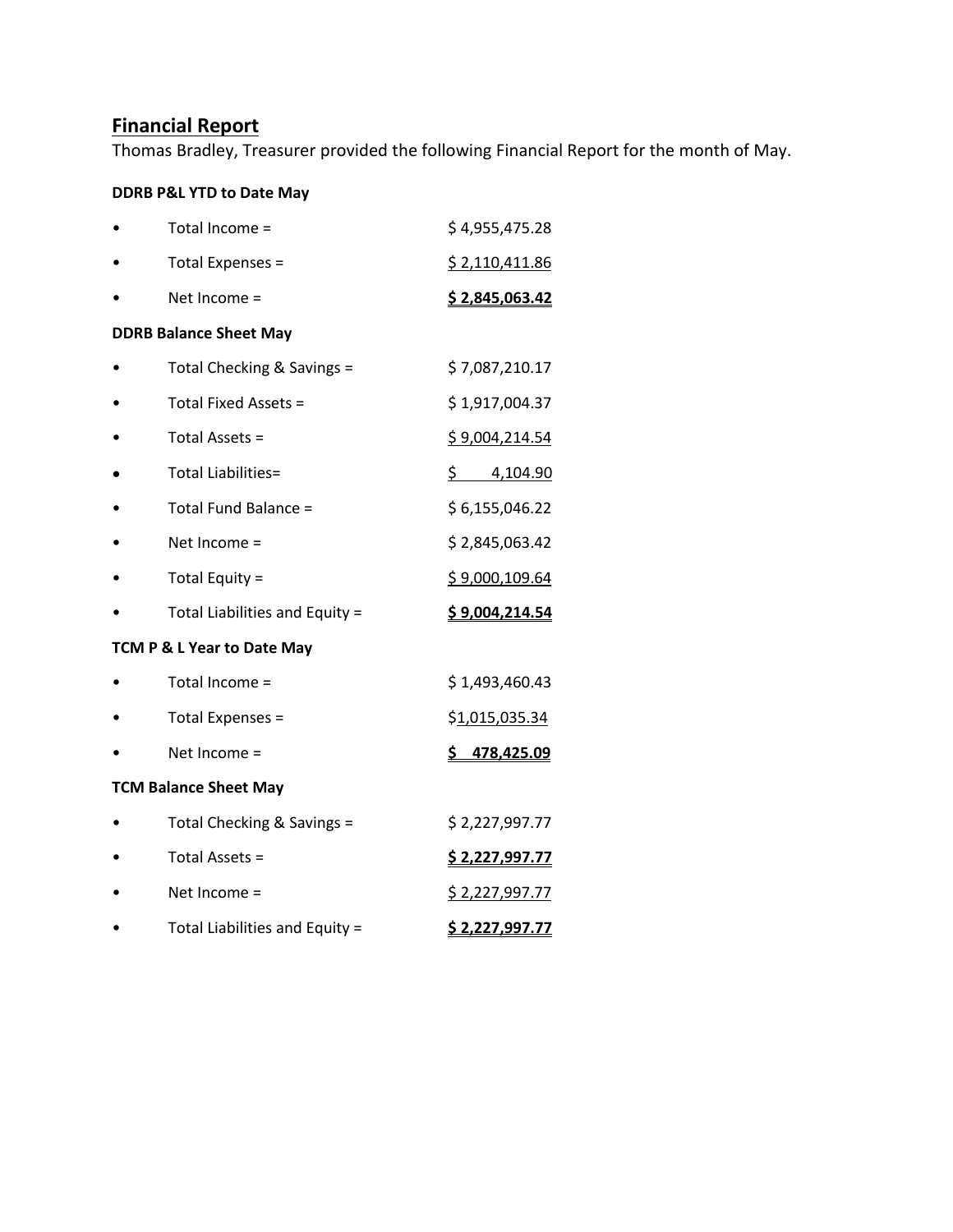## Financial Report

Thomas Bradley, Treasurer provided the following Financial Report for the month of May.

**DDRB P&L YTD to Date May**

- Total Income = $ 4,955,475.28
- Total Expenses = $ 2,110,411.86
- Net Income = **$ 2,845,063.42**

**DDRB Balance Sheet May**

- Total Checking & Savings = $ 7,087,210.17
- Total Fixed Assets = $ 1,917,004.37
- Total Assets = $ 9,004,214.54
- Total Liabilities= $ 4,104.90
- Total Fund Balance = $ 6,155,046.22
- Net Income = $ 2,845,063.42
- Total Equity = $ 9,000,109.64
- Total Liabilities and Equity = **$ 9,004,214.54**

**TCM P & L Year to Date May**

- Total Income = $ 1,493,460.43
- Total Expenses = $1,015,035.34
- Net Income = **$ 478,425.09**

**TCM Balance Sheet May**

- Total Checking & Savings = $ 2,227,997.77
- Total Assets = **$ 2,227,997.77**
- Net Income = $ 2,227,997.77
- Total Liabilities and Equity = **$ 2,227,997.77**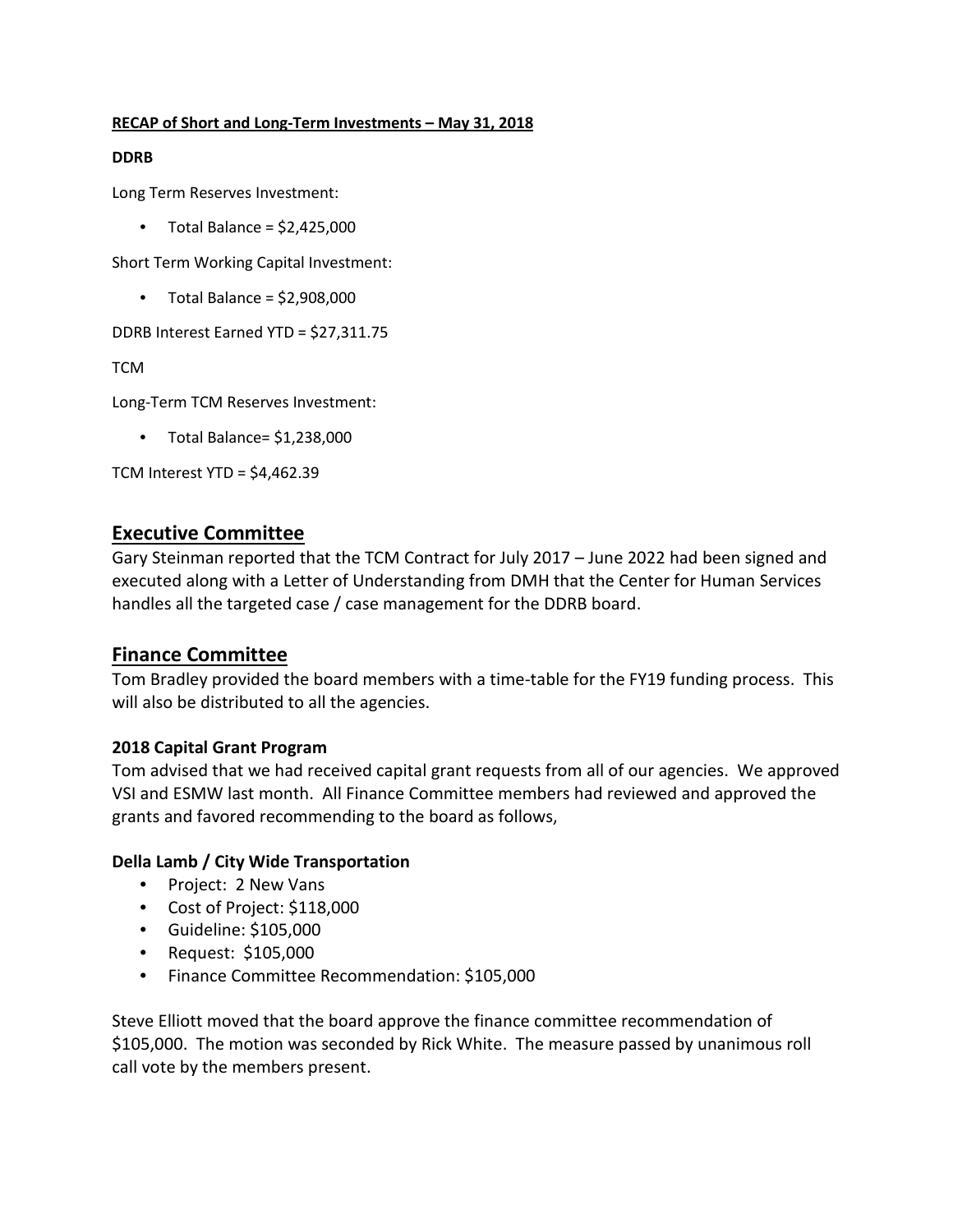**RECAP of Short and Long-Term Investments – May 31, 2018**

**DDRB**

Long Term Reserves Investment:

- Total Balance = $2,425,000

Short Term Working Capital Investment:

- Total Balance = $2,908,000

DDRB Interest Earned YTD = $27,311.75

TCM

Long-Term TCM Reserves Investment:

- Total Balance= $1,238,000

TCM Interest YTD = $4,462.39

## Executive Committee

Gary Steinman reported that the TCM Contract for July 2017 – June 2022 had been signed and executed along with a Letter of Understanding from DMH that the Center for Human Services handles all the targeted case / case management for the DDRB board.

## Finance Committee

Tom Bradley provided the board members with a time-table for the FY19 funding process. This will also be distributed to all the agencies.

### 2018 Capital Grant Program

Tom advised that we had received capital grant requests from all of our agencies. We approved VSI and ESMW last month. All Finance Committee members had reviewed and approved the grants and favored recommending to the board as follows,

### Della Lamb / City Wide Transportation

- Project: 2 New Vans
- Cost of Project: $118,000
- Guideline: $105,000
- Request: $105,000
- Finance Committee Recommendation: $105,000

Steve Elliott moved that the board approve the finance committee recommendation of $105,000. The motion was seconded by Rick White. The measure passed by unanimous roll call vote by the members present.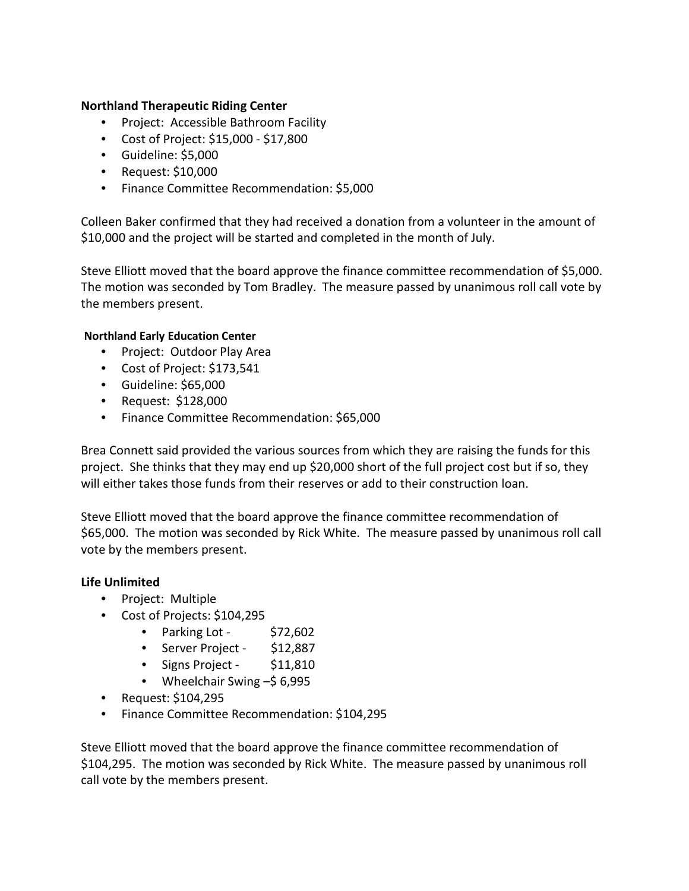**Northland Therapeutic Riding Center**

- Project: Accessible Bathroom Facility
- Cost of Project: $15,000 - $17,800
- Guideline: $5,000
- Request: $10,000
- Finance Committee Recommendation: $5,000

Colleen Baker confirmed that they had received a donation from a volunteer in the amount of $10,000 and the project will be started and completed in the month of July.

Steve Elliott moved that the board approve the finance committee recommendation of $5,000. The motion was seconded by Tom Bradley. The measure passed by unanimous roll call vote by the members present.

**Northland Early Education Center**

- Project: Outdoor Play Area
- Cost of Project: $173,541
- Guideline: $65,000
- Request: $128,000
- Finance Committee Recommendation: $65,000

Brea Connett said provided the various sources from which they are raising the funds for this project. She thinks that they may end up $20,000 short of the full project cost but if so, they will either takes those funds from their reserves or add to their construction loan.

Steve Elliott moved that the board approve the finance committee recommendation of $65,000. The motion was seconded by Rick White. The measure passed by unanimous roll call vote by the members present.

**Life Unlimited**

- Project: Multiple
- Cost of Projects: $104,295
    - Parking Lot - $72,602
    - Server Project - $12,887
    - Signs Project - $11,810
    - Wheelchair Swing –$ 6,995
- Request: $104,295
- Finance Committee Recommendation: $104,295

Steve Elliott moved that the board approve the finance committee recommendation of $104,295. The motion was seconded by Rick White. The measure passed by unanimous roll call vote by the members present.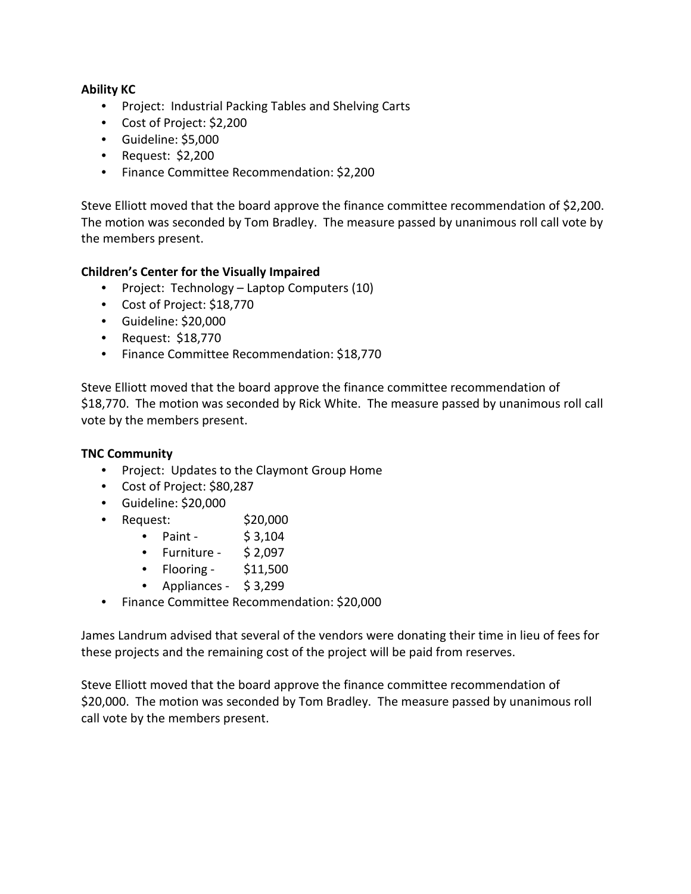**Ability KC**

- Project: Industrial Packing Tables and Shelving Carts
- Cost of Project: $2,200
- Guideline: $5,000
- Request: $2,200
- Finance Committee Recommendation: $2,200

Steve Elliott moved that the board approve the finance committee recommendation of $2,200. The motion was seconded by Tom Bradley. The measure passed by unanimous roll call vote by the members present.

**Children's Center for the Visually Impaired**

- Project: Technology – Laptop Computers (10)
- Cost of Project: $18,770
- Guideline: $20,000
- Request: $18,770
- Finance Committee Recommendation: $18,770

Steve Elliott moved that the board approve the finance committee recommendation of $18,770. The motion was seconded by Rick White. The measure passed by unanimous roll call vote by the members present.

**TNC Community**

- Project: Updates to the Claymont Group Home
- Cost of Project: $80,287
- Guideline: $20,000
- Request: $20,000
    - Paint - $ 3,104
    - Furniture - $ 2,097
    - Flooring - $11,500
    - Appliances - $ 3,299
- Finance Committee Recommendation: $20,000

James Landrum advised that several of the vendors were donating their time in lieu of fees for these projects and the remaining cost of the project will be paid from reserves.

Steve Elliott moved that the board approve the finance committee recommendation of $20,000. The motion was seconded by Tom Bradley. The measure passed by unanimous roll call vote by the members present.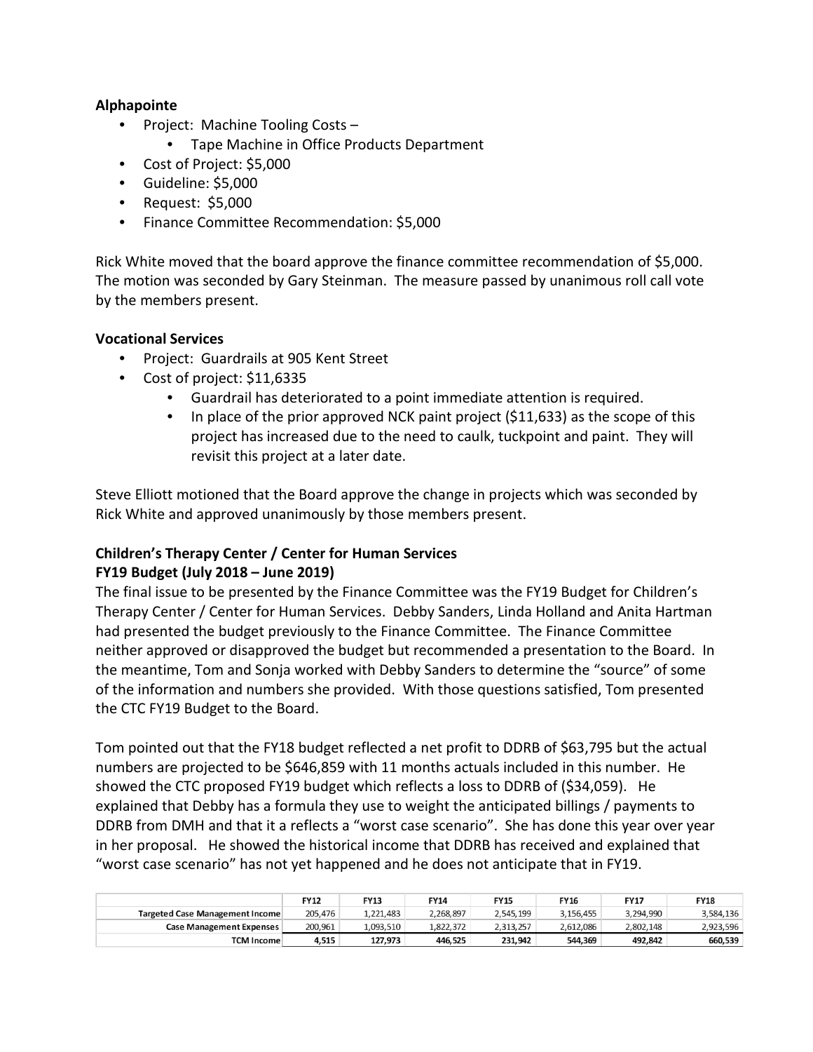**Alphapointe**

- Project: Machine Tooling Costs –
    - Tape Machine in Office Products Department
- Cost of Project: $5,000
- Guideline: $5,000
- Request: $5,000
- Finance Committee Recommendation: $5,000

Rick White moved that the board approve the finance committee recommendation of $5,000. The motion was seconded by Gary Steinman. The measure passed by unanimous roll call vote by the members present.

**Vocational Services**

- Project: Guardrails at 905 Kent Street
- Cost of project: $11,6335
    - Guardrail has deteriorated to a point immediate attention is required.
    - In place of the prior approved NCK paint project ($11,633) as the scope of this project has increased due to the need to caulk, tuckpoint and paint. They will revisit this project at a later date.

Steve Elliott motioned that the Board approve the change in projects which was seconded by Rick White and approved unanimously by those members present.

**Children's Therapy Center / Center for Human Services**
**FY19 Budget (July 2018 – June 2019)**

The final issue to be presented by the Finance Committee was the FY19 Budget for Children's Therapy Center / Center for Human Services. Debby Sanders, Linda Holland and Anita Hartman had presented the budget previously to the Finance Committee. The Finance Committee neither approved or disapproved the budget but recommended a presentation to the Board. In the meantime, Tom and Sonja worked with Debby Sanders to determine the "source" of some of the information and numbers she provided. With those questions satisfied, Tom presented the CTC FY19 Budget to the Board.

Tom pointed out that the FY18 budget reflected a net profit to DDRB of $63,795 but the actual numbers are projected to be $646,859 with 11 months actuals included in this number. He showed the CTC proposed FY19 budget which reflects a loss to DDRB of ($34,059). He explained that Debby has a formula they use to weight the anticipated billings / payments to DDRB from DMH and that it a reflects a "worst case scenario". She has done this year over year in her proposal. He showed the historical income that DDRB has received and explained that "worst case scenario" has not yet happened and he does not anticipate that in FY19.

| | FY12 | FY13 | FY14 | FY15 | FY16 | FY17 | FY18 |
|---|---|---|---|---|---|---|---|
| Targeted Case Management Income | 205,476 | 1,221,483 | 2,268,897 | 2,545,199 | 3,156,455 | 3,294,990 | 3,584,136 |
| Case Management Expenses | 200,961 | 1,093,510 | 1,822,372 | 2,313,257 | 2,612,086 | 2,802,148 | 2,923,596 |
| **TCM Income** | **4,515** | **127,973** | **446,525** | **231,942** | **544,369** | **492,842** | **660,539** |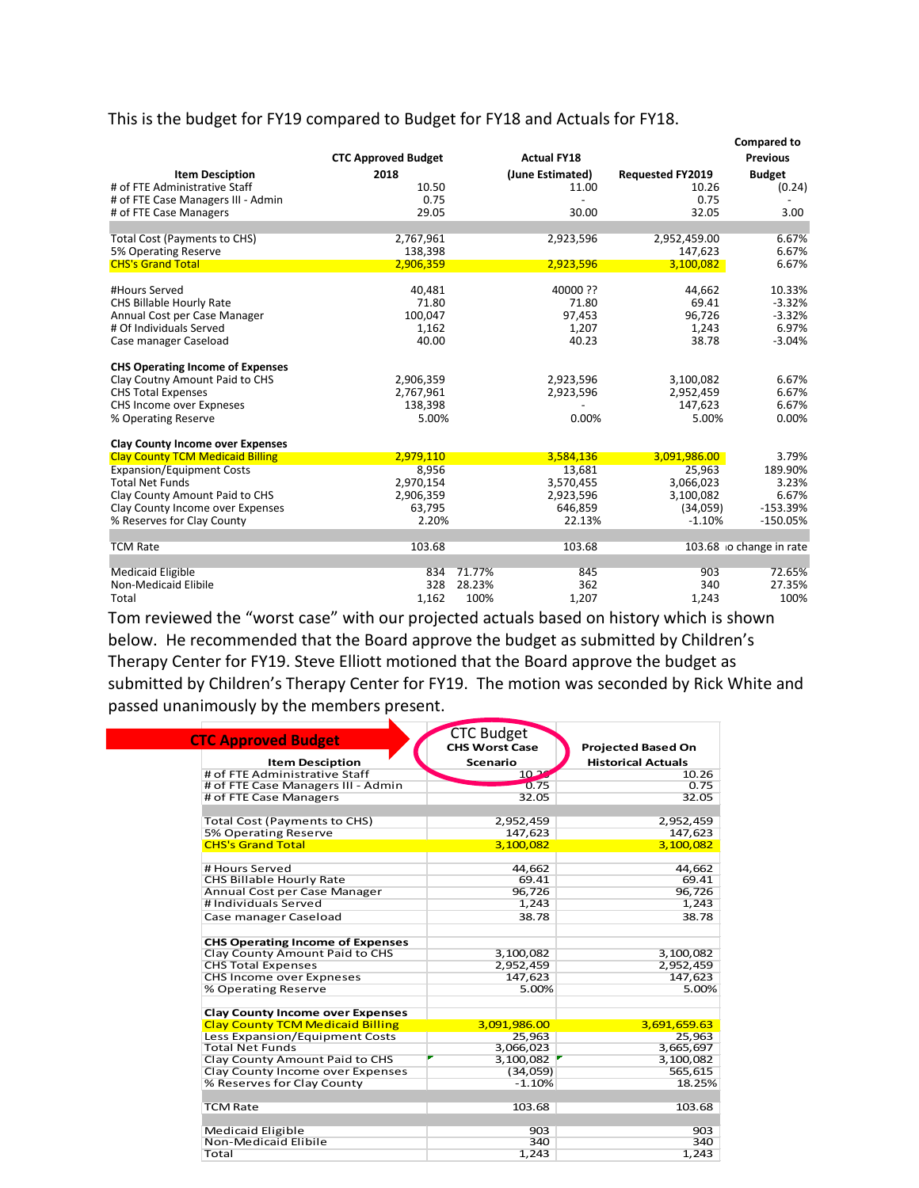This is the budget for FY19 compared to Budget for FY18 and Actuals for FY18.

| Item Desciption | CTC Approved Budget 2018 | | Actual FY18 (June Estimated) | Requested FY2019 | Compared to Previous Budget |
|---|---|---|---|---|---|
| # of FTE Administrative Staff | 10.50 | | 11.00 | 10.26 | (0.24) |
| # of FTE Case Managers III - Admin | 0.75 | | - | 0.75 | - |
| # of FTE Case Managers | 29.05 | | 30.00 | 32.05 | 3.00 |
| | | | | | |
| Total Cost (Payments to CHS) | 2,767,961 | | 2,923,596 | 2,952,459.00 | 6.67% |
| 5% Operating Reserve | 138,398 | | | 147,623 | 6.67% |
| CHS's Grand Total | 2,906,359 | | 2,923,596 | 3,100,082 | 6.67% |
| | | | | | |
| #Hours Served | 40,481 | | 40000 ?? | 44,662 | 10.33% |
| CHS Billable Hourly Rate | 71.80 | | 71.80 | 69.41 | -3.32% |
| Annual Cost per Case Manager | 100,047 | | 97,453 | 96,726 | -3.32% |
| # Of Individuals Served | 1,162 | | 1,207 | 1,243 | 6.97% |
| Case manager Caseload | 40.00 | | 40.23 | 38.78 | -3.04% |
| | | | | | |
| **CHS Operating Income of Expenses** | | | | | |
| Clay Coutny Amount Paid to CHS | 2,906,359 | | 2,923,596 | 3,100,082 | 6.67% |
| CHS Total Expenses | 2,767,961 | | 2,923,596 | 2,952,459 | 6.67% |
| CHS Income over Expneses | 138,398 | | - | 147,623 | 6.67% |
| % Operating Reserve | 5.00% | | 0.00% | 5.00% | 0.00% |
| | | | | | |
| **Clay County Income over Expenses** | | | | | |
| Clay County TCM Medicaid Billing | 2,979,110 | | 3,584,136 | 3,091,986.00 | 3.79% |
| Expansion/Equipment Costs | 8,956 | | 13,681 | 25,963 | 189.90% |
| Total Net Funds | 2,970,154 | | 3,570,455 | 3,066,023 | 3.23% |
| Clay County Amount Paid to CHS | 2,906,359 | | 2,923,596 | 3,100,082 | 6.67% |
| Clay County Income over Expenses | 63,795 | | 646,859 | (34,059) | -153.39% |
| % Reserves for Clay County | 2.20% | | 22.13% | -1.10% | -150.05% |
| | | | | | |
| TCM Rate | 103.68 | | 103.68 | 103.68 | o change in rate |
| | | | | | |
| Medicaid Eligible | 834 | 71.77% | 845 | 903 | 72.65% |
| Non-Medicaid Elibile | 328 | 28.23% | 362 | 340 | 27.35% |
| Total | 1,162 | 100% | 1,207 | 1,243 | 100% |

Tom reviewed the "worst case" with our projected actuals based on history which is shown below. He recommended that the Board approve the budget as submitted by Children's Therapy Center for FY19. Steve Elliott motioned that the Board approve the budget as submitted by Children's Therapy Center for FY19. The motion was seconded by Rick White and passed unanimously by the members present.

**CTC Approved Budget**

| Item Desciption | CTC Budget CHS Worst Case Scenario | Projected Based On Historical Actuals |
|---|---|---|
| # of FTE Administrative Staff | 10.26 | 10.26 |
| # of FTE Case Managers III - Admin | 0.75 | 0.75 |
| # of FTE Case Managers | 32.05 | 32.05 |
| | | |
| Total Cost (Payments to CHS) | 2,952,459 | 2,952,459 |
| 5% Operating Reserve | 147,623 | 147,623 |
| CHS's Grand Total | 3,100,082 | 3,100,082 |
| | | |
| # Hours Served | 44,662 | 44,662 |
| CHS Billable Hourly Rate | 69.41 | 69.41 |
| Annual Cost per Case Manager | 96,726 | 96,726 |
| # Individuals Served | 1,243 | 1,243 |
| Case manager Caseload | 38.78 | 38.78 |
| | | |
| **CHS Operating Income of Expenses** | | |
| Clay County Amount Paid to CHS | 3,100,082 | 3,100,082 |
| CHS Total Expenses | 2,952,459 | 2,952,459 |
| CHS Income over Expneses | 147,623 | 147,623 |
| % Operating Reserve | 5.00% | 5.00% |
| | | |
| **Clay County Income over Expenses** | | |
| Clay County TCM Medicaid Billing | 3,091,986.00 | 3,691,659.63 |
| Less Expansion/Equipment Costs | 25,963 | 25,963 |
| Total Net Funds | 3,066,023 | 3,665,697 |
| Clay County Amount Paid to CHS | 3,100,082 | 3,100,082 |
| Clay County Income over Expenses | (34,059) | 565,615 |
| % Reserves for Clay County | -1.10% | 18.25% |
| | | |
| TCM Rate | 103.68 | 103.68 |
| | | |
| Medicaid Eligible | 903 | 903 |
| Non-Medicaid Elibile | 340 | 340 |
| Total | 1,243 | 1,243 |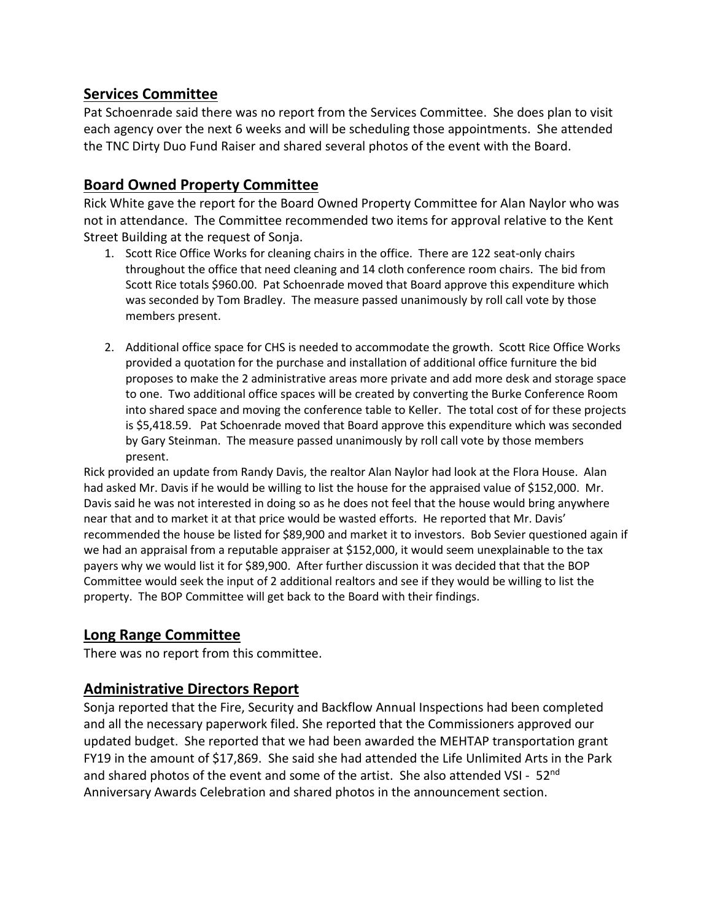## Services Committee

Pat Schoenrade said there was no report from the Services Committee. She does plan to visit each agency over the next 6 weeks and will be scheduling those appointments. She attended the TNC Dirty Duo Fund Raiser and shared several photos of the event with the Board.

## Board Owned Property Committee

Rick White gave the report for the Board Owned Property Committee for Alan Naylor who was not in attendance. The Committee recommended two items for approval relative to the Kent Street Building at the request of Sonja.

1. Scott Rice Office Works for cleaning chairs in the office. There are 122 seat-only chairs throughout the office that need cleaning and 14 cloth conference room chairs. The bid from Scott Rice totals $960.00. Pat Schoenrade moved that Board approve this expenditure which was seconded by Tom Bradley. The measure passed unanimously by roll call vote by those members present.

2. Additional office space for CHS is needed to accommodate the growth. Scott Rice Office Works provided a quotation for the purchase and installation of additional office furniture the bid proposes to make the 2 administrative areas more private and add more desk and storage space to one. Two additional office spaces will be created by converting the Burke Conference Room into shared space and moving the conference table to Keller. The total cost of for these projects is $5,418.59. Pat Schoenrade moved that Board approve this expenditure which was seconded by Gary Steinman. The measure passed unanimously by roll call vote by those members present.

Rick provided an update from Randy Davis, the realtor Alan Naylor had look at the Flora House. Alan had asked Mr. Davis if he would be willing to list the house for the appraised value of $152,000. Mr. Davis said he was not interested in doing so as he does not feel that the house would bring anywhere near that and to market it at that price would be wasted efforts. He reported that Mr. Davis' recommended the house be listed for $89,900 and market it to investors. Bob Sevier questioned again if we had an appraisal from a reputable appraiser at $152,000, it would seem unexplainable to the tax payers why we would list it for $89,900. After further discussion it was decided that that the BOP Committee would seek the input of 2 additional realtors and see if they would be willing to list the property. The BOP Committee will get back to the Board with their findings.

## Long Range Committee

There was no report from this committee.

## Administrative Directors Report

Sonja reported that the Fire, Security and Backflow Annual Inspections had been completed and all the necessary paperwork filed. She reported that the Commissioners approved our updated budget. She reported that we had been awarded the MEHTAP transportation grant FY19 in the amount of $17,869. She said she had attended the Life Unlimited Arts in the Park and shared photos of the event and some of the artist. She also attended VSI - 52nd Anniversary Awards Celebration and shared photos in the announcement section.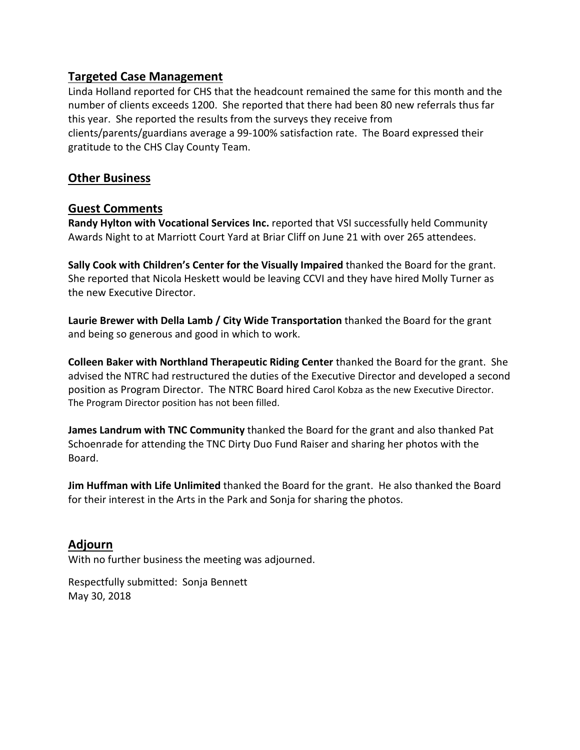## Targeted Case Management

Linda Holland reported for CHS that the headcount remained the same for this month and the number of clients exceeds 1200. She reported that there had been 80 new referrals thus far this year. She reported the results from the surveys they receive from clients/parents/guardians average a 99-100% satisfaction rate. The Board expressed their gratitude to the CHS Clay County Team.

## Other Business

## Guest Comments

**Randy Hylton with Vocational Services Inc.** reported that VSI successfully held Community Awards Night to at Marriott Court Yard at Briar Cliff on June 21 with over 265 attendees.

**Sally Cook with Children's Center for the Visually Impaired** thanked the Board for the grant. She reported that Nicola Heskett would be leaving CCVI and they have hired Molly Turner as the new Executive Director.

**Laurie Brewer with Della Lamb / City Wide Transportation** thanked the Board for the grant and being so generous and good in which to work.

**Colleen Baker with Northland Therapeutic Riding Center** thanked the Board for the grant. She advised the NTRC had restructured the duties of the Executive Director and developed a second position as Program Director. The NTRC Board hired Carol Kobza as the new Executive Director. The Program Director position has not been filled.

**James Landrum with TNC Community** thanked the Board for the grant and also thanked Pat Schoenrade for attending the TNC Dirty Duo Fund Raiser and sharing her photos with the Board.

**Jim Huffman with Life Unlimited** thanked the Board for the grant. He also thanked the Board for their interest in the Arts in the Park and Sonja for sharing the photos.

## Adjourn

With no further business the meeting was adjourned.

Respectfully submitted: Sonja Bennett
May 30, 2018